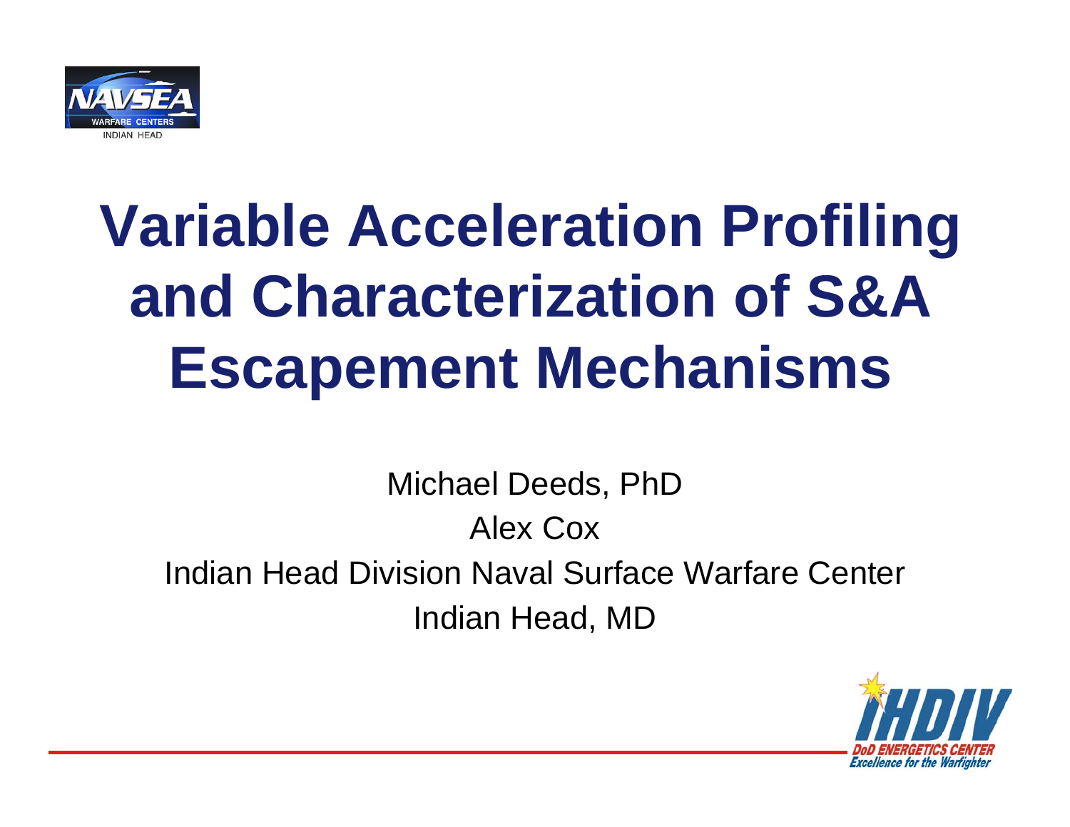# Variable Acceleration Profiling and Characterization of S&A Escapement Mechanisms

Michael Deeds, PhD

Alex Cox

Indian Head Division Naval Surface Warfare Center

Indian Head, MD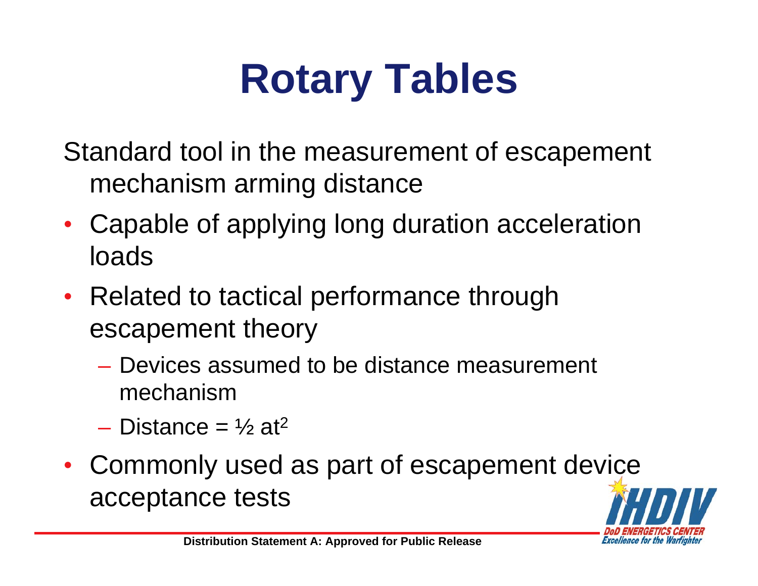# Rotary Tables

Standard tool in the measurement of escapement mechanism arming distance

- Capable of applying long duration acceleration loads
- Related to tactical performance through escapement theory
  - Devices assumed to be distance measurement mechanism
  - Distance = $\frac{1}{2} at^2$
- Commonly used as part of escapement device acceptance tests

Distribution Statement A: Approved for Public Release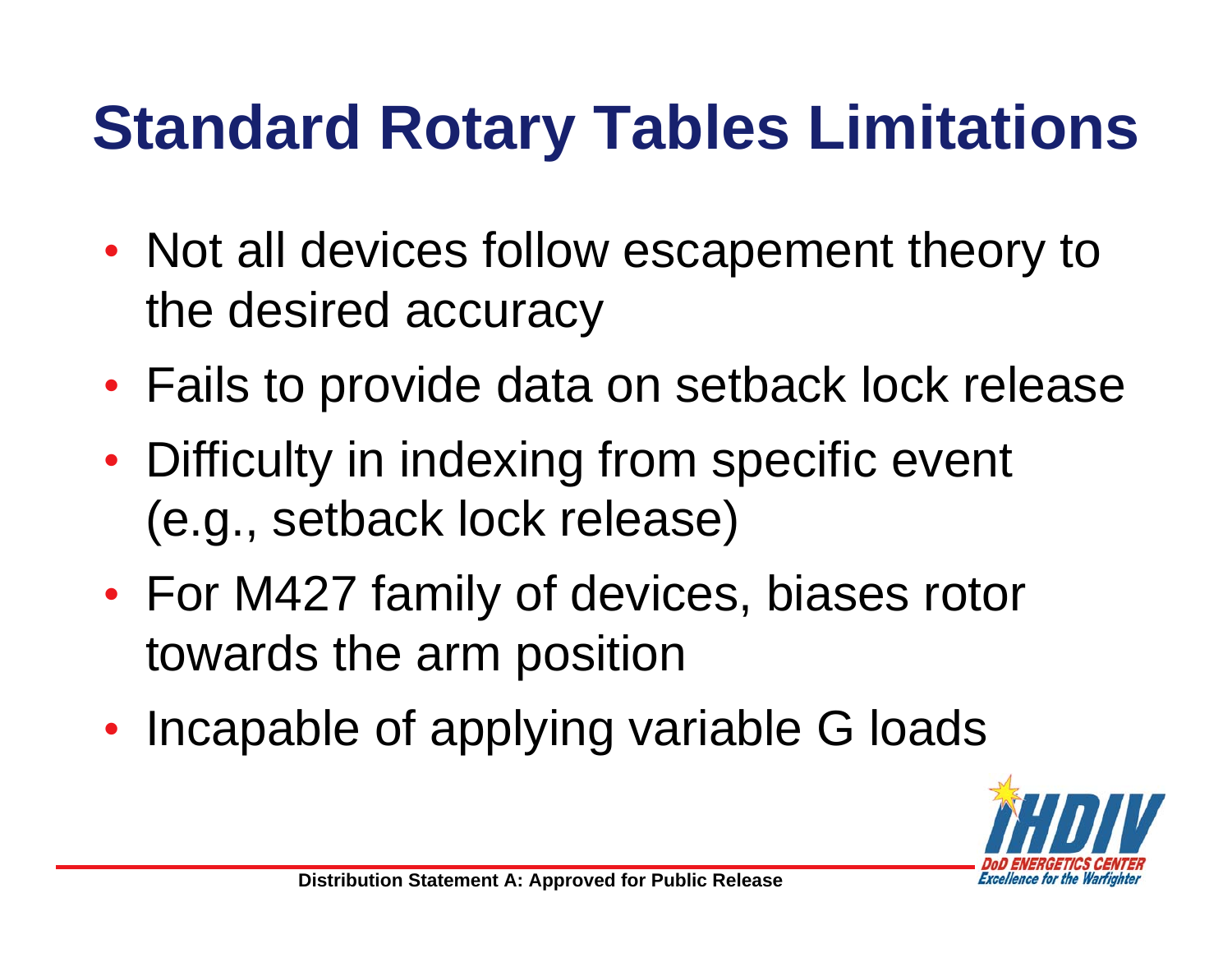# Standard Rotary Tables Limitations

- Not all devices follow escapement theory to the desired accuracy
- Fails to provide data on setback lock release
- Difficulty in indexing from specific event (e.g., setback lock release)
- For M427 family of devices, biases rotor towards the arm position
- Incapable of applying variable G loads

Distribution Statement A: Approved for Public Release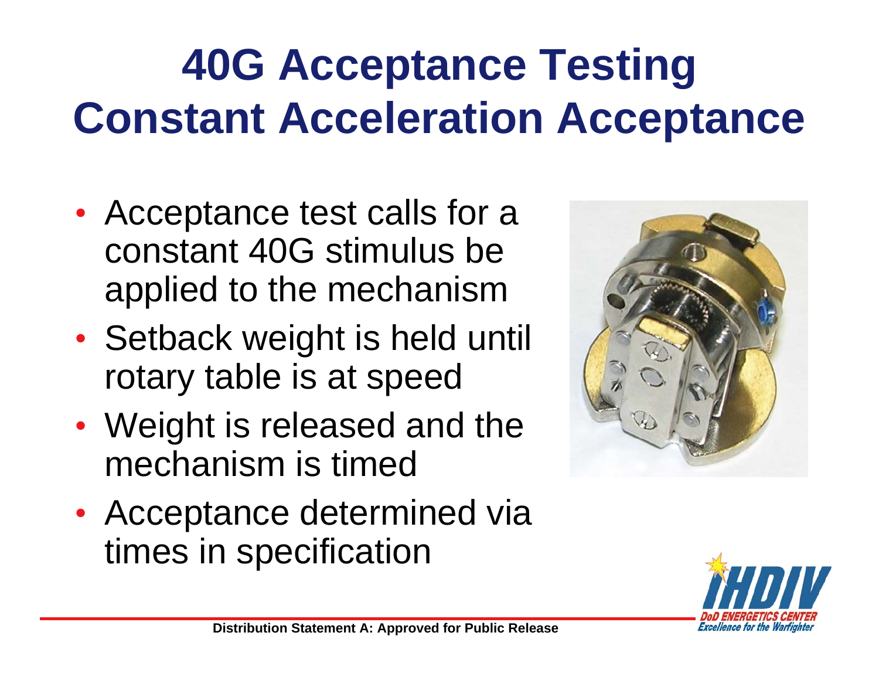# 40G Acceptance Testing Constant Acceleration Acceptance

- Acceptance test calls for a constant 40G stimulus be applied to the mechanism
- Setback weight is held until rotary table is at speed
- Weight is released and the mechanism is timed
- Acceptance determined via times in specification

Distribution Statement A: Approved for Public Release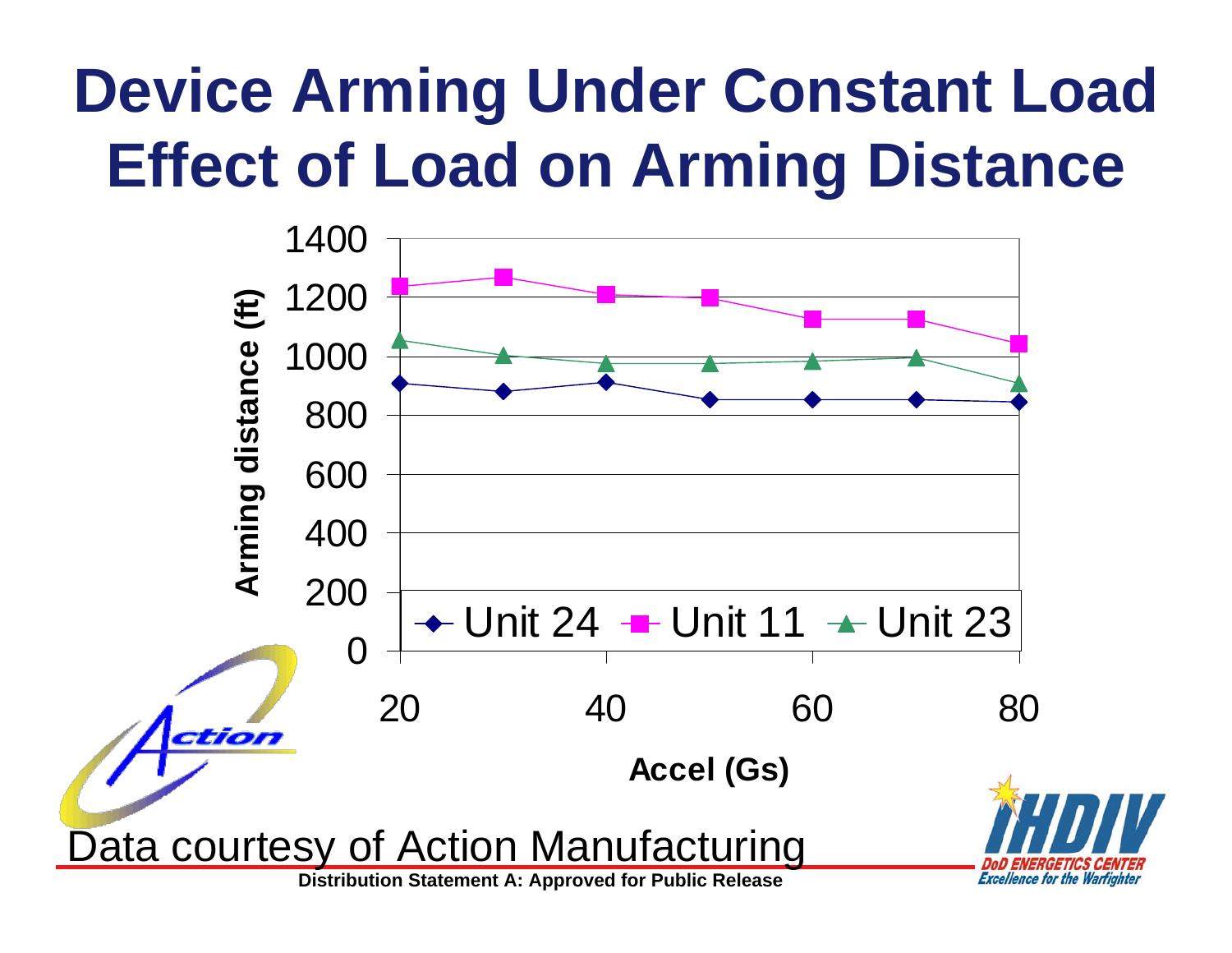# Device Arming Under Constant Load
# Effect of Load on Arming Distance

Arming distance (ft)

1400
1200
1000
800
600
400
200
0

20 40 60 80

Accel (Gs)

Unit 24 | Unit 11 | Unit 23

Data courtesy of Action Manufacturing

**Distribution Statement A: Approved for Public Release**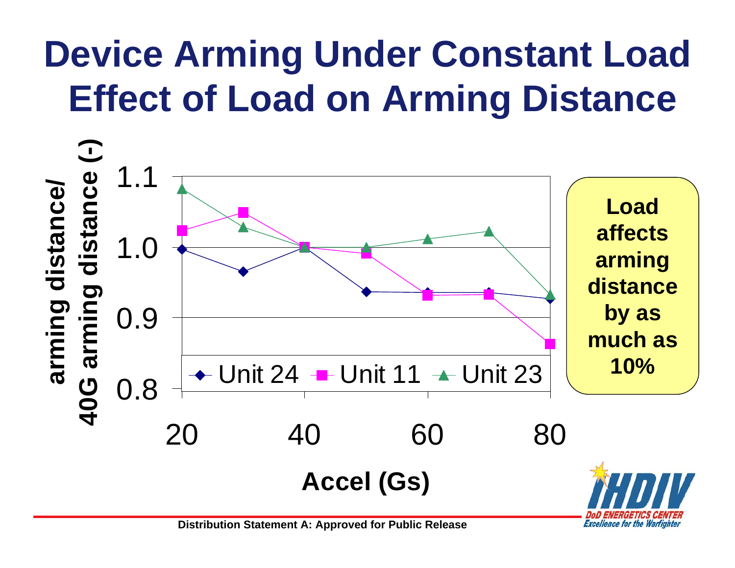# Device Arming Under Constant Load
# Effect of Load on Arming Distance

arming distance/ 40G arming distance (-)

1.1
1.0
0.9
0.8

Unit 24 Unit 11 Unit 23

20 40 60 80

**Accel (Gs)**

**Load affects arming distance by as much as 10%**

**Distribution Statement A: Approved for Public Release**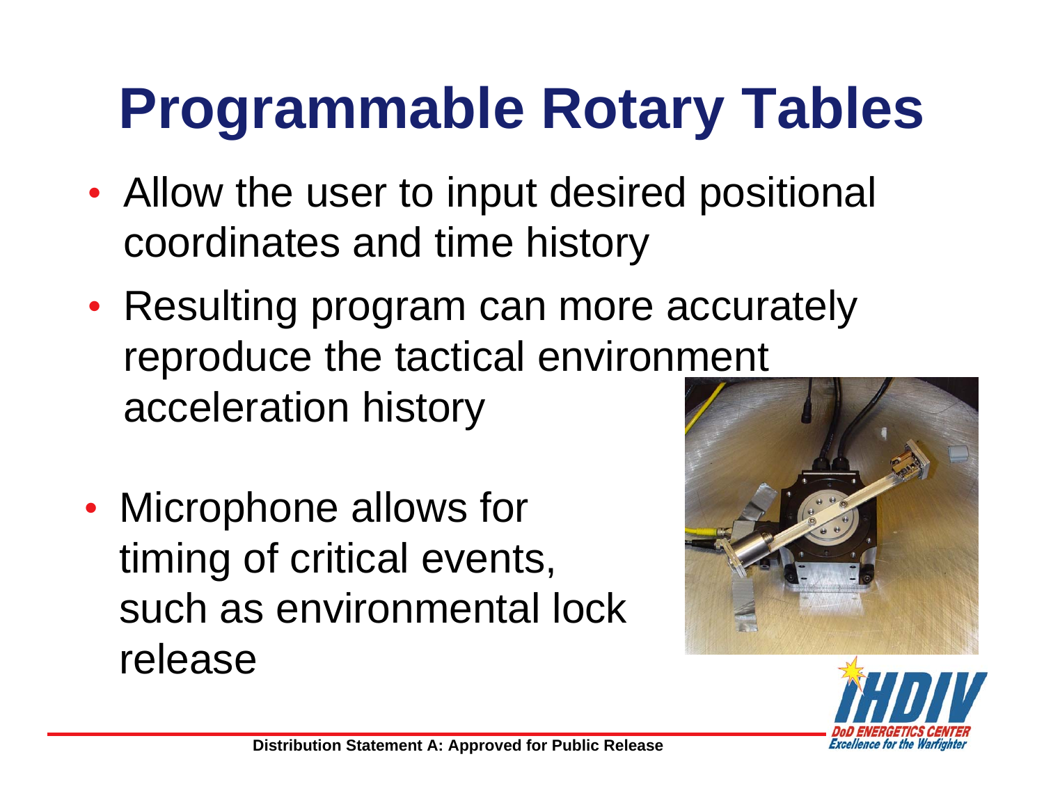# Programmable Rotary Tables

- Allow the user to input desired positional coordinates and time history
- Resulting program can more accurately reproduce the tactical environment acceleration history
- Microphone allows for timing of critical events, such as environmental lock release

Distribution Statement A: Approved for Public Release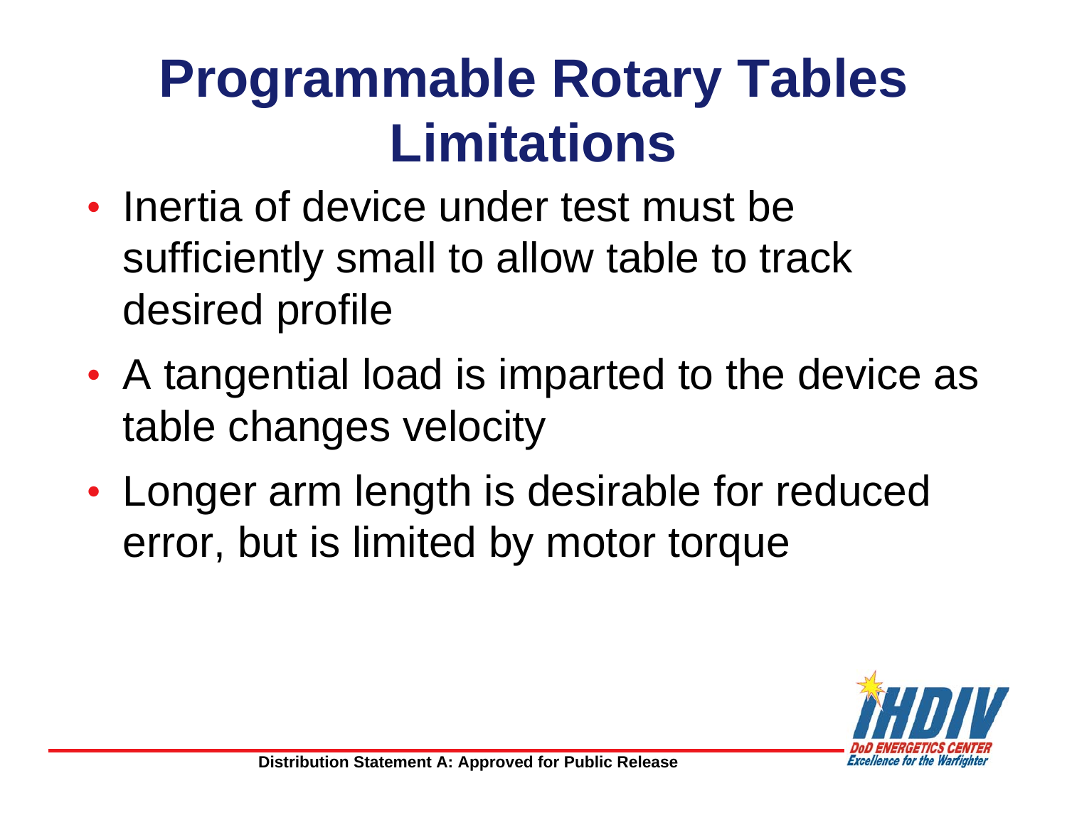# Programmable Rotary Tables Limitations

- Inertia of device under test must be sufficiently small to allow table to track desired profile
- A tangential load is imparted to the device as table changes velocity
- Longer arm length is desirable for reduced error, but is limited by motor torque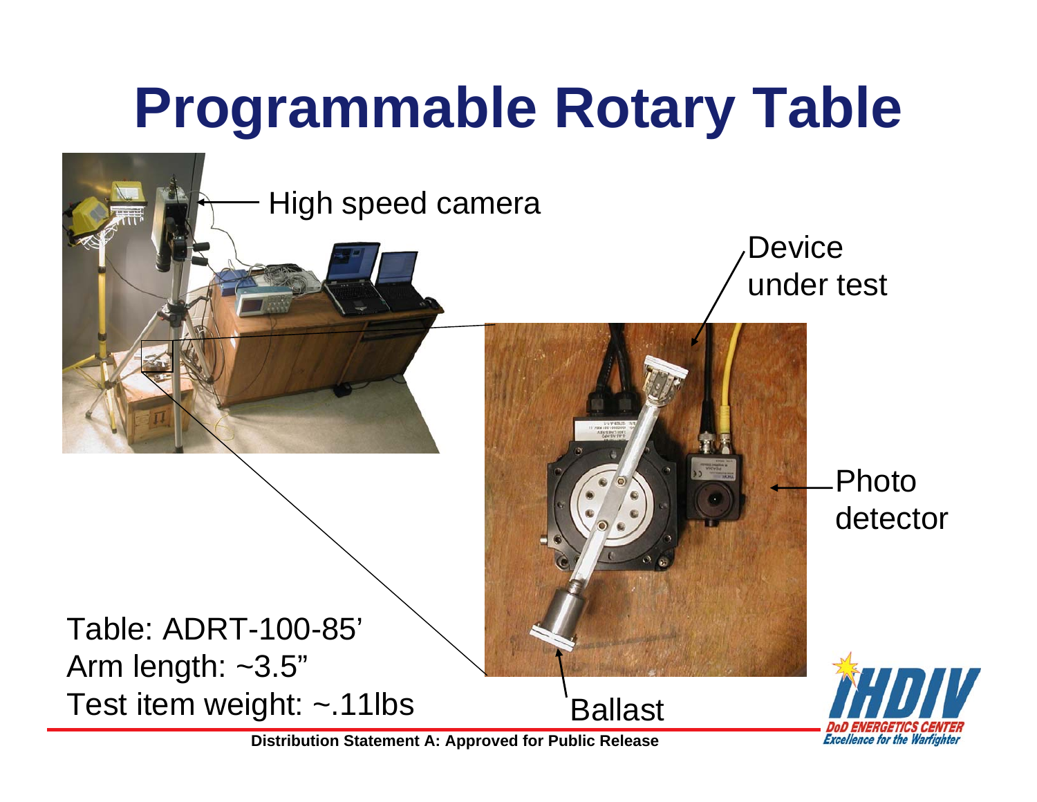# Programmable Rotary Table

High speed camera

Device under test

Photo detector

Ballast

Table: ADRT-100-85'
Arm length: ~3.5"
Test item weight: ~.11lbs

Distribution Statement A: Approved for Public Release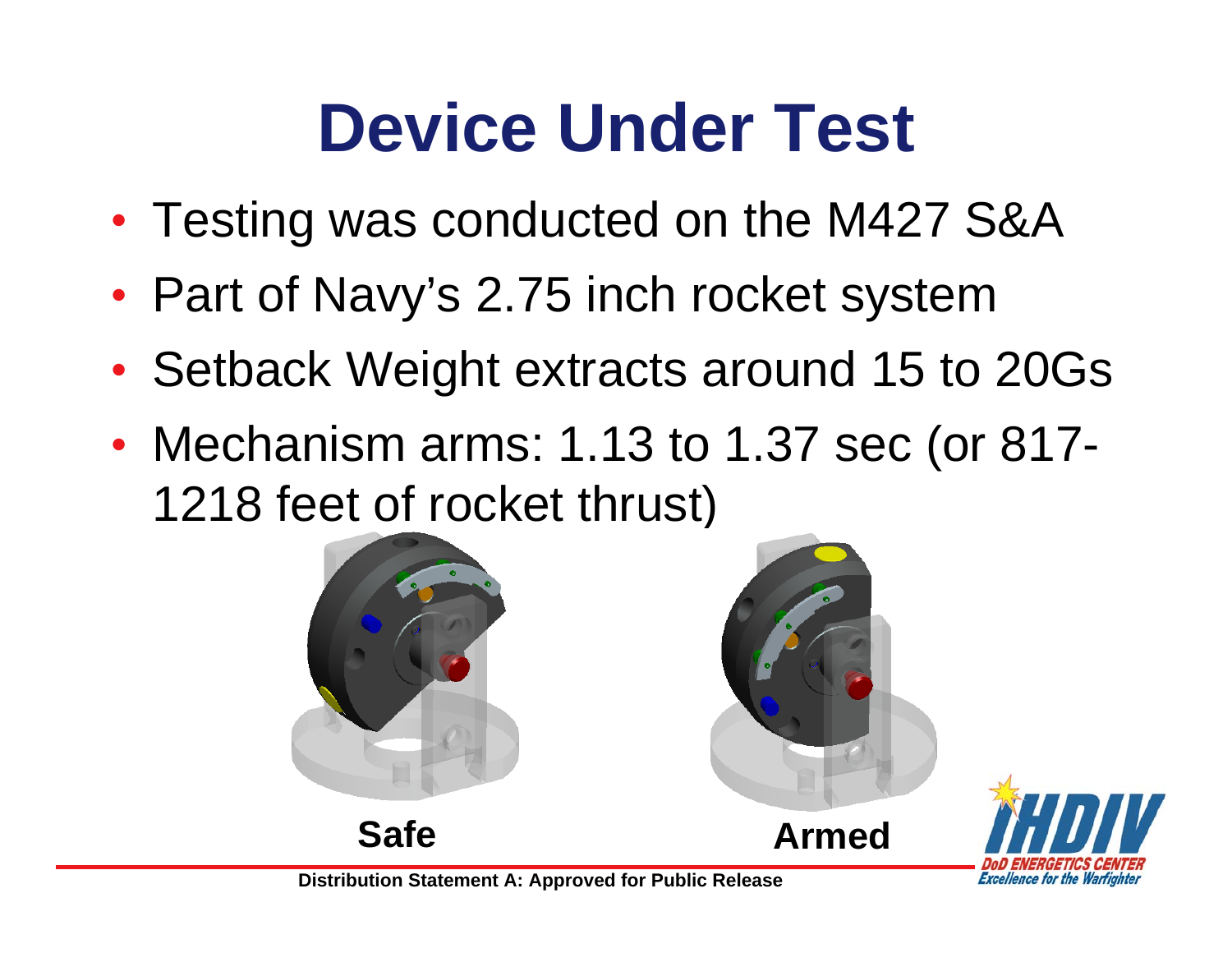# Device Under Test

- Testing was conducted on the M427 S&A
- Part of Navy's 2.75 inch rocket system
- Setback Weight extracts around 15 to 20Gs
- Mechanism arms: 1.13 to 1.37 sec (or 817-1218 feet of rocket thrust)

**Safe** **Armed**

**Distribution Statement A: Approved for Public Release**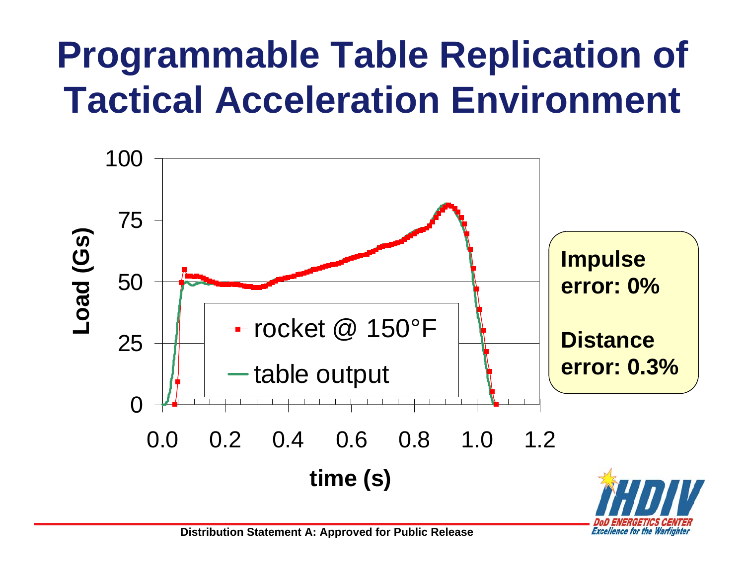# Programmable Table Replication of Tactical Acceleration Environment

**Impulse error: 0%**

**Distance error: 0.3%**

Distribution Statement A: Approved for Public Release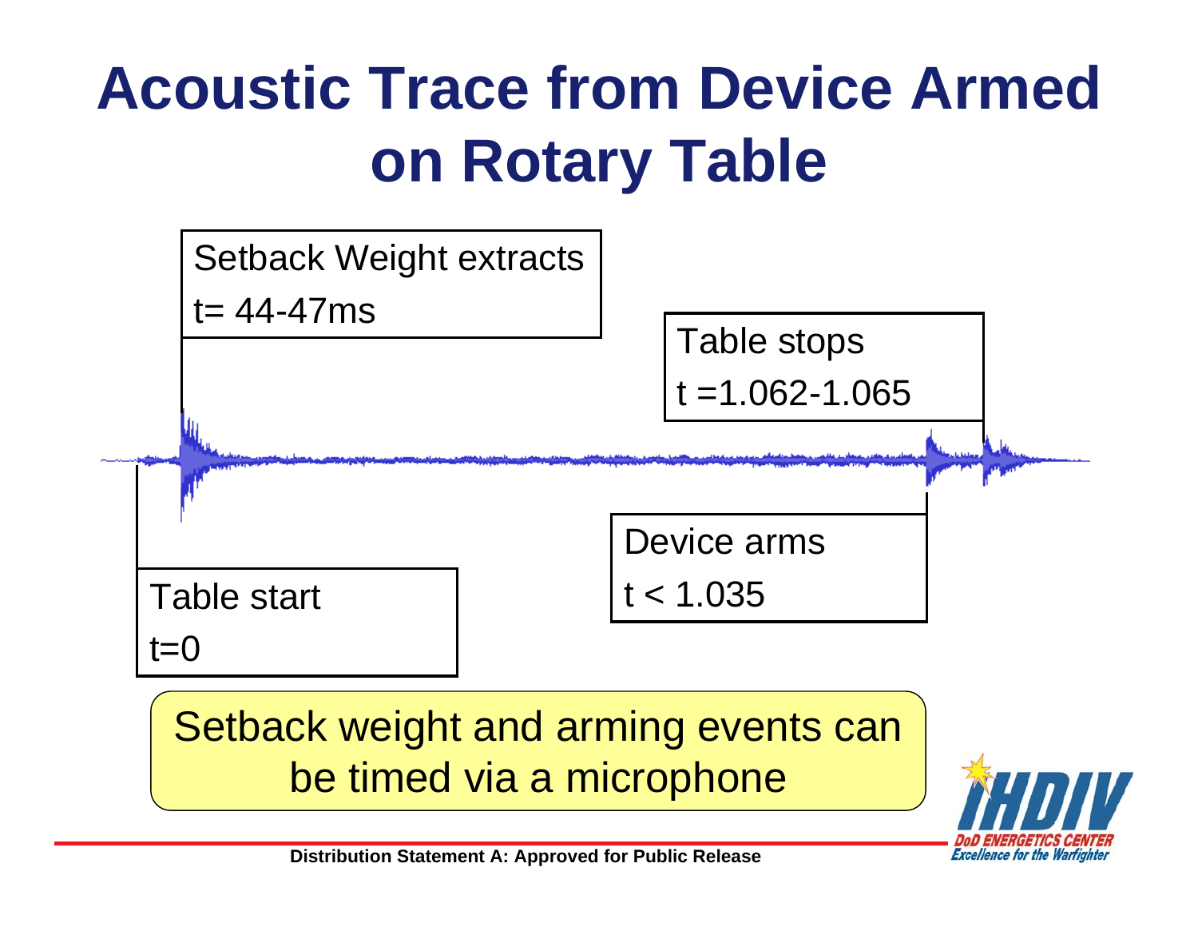# Acoustic Trace from Device Armed on Rotary Table

Setback Weight extracts
t= 44-47ms

Table stops
t =1.062-1.065

Device arms
t < 1.035

Table start
t=0

Setback weight and arming events can be timed via a microphone

Distribution Statement A: Approved for Public Release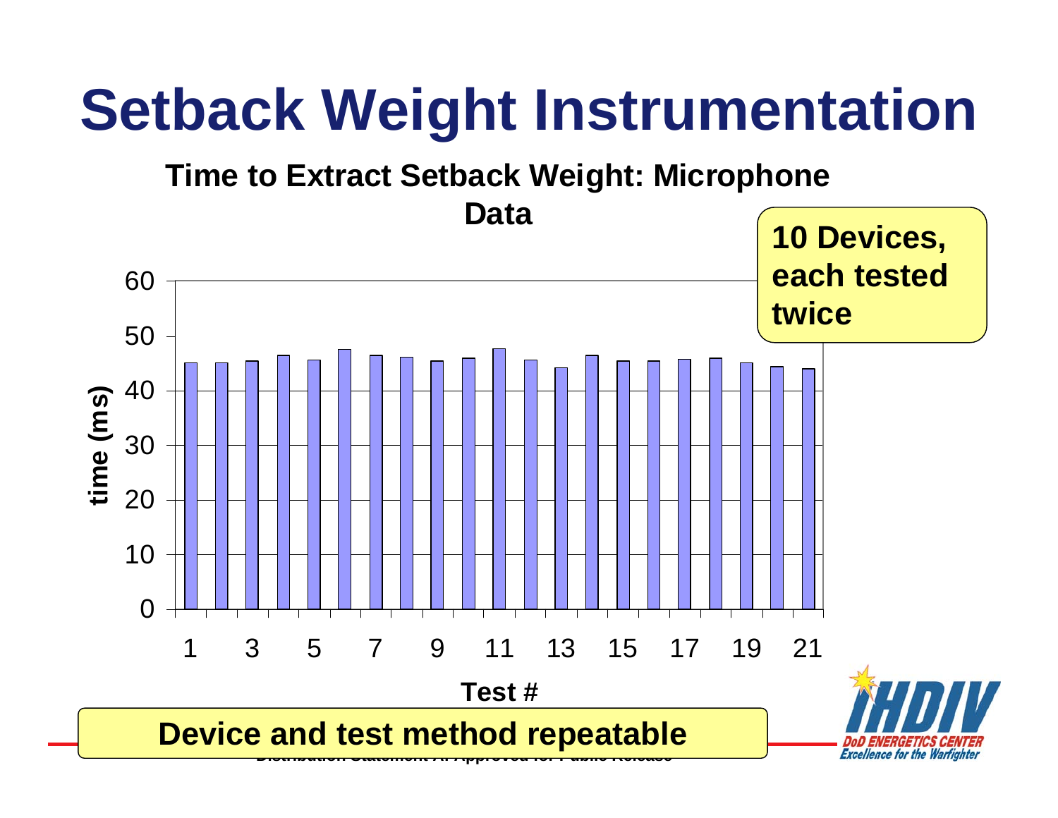# Setback Weight Instrumentation

**Time to Extract Setback Weight: Microphone Data**

**10 Devices, each tested twice**

time (ms)

60
50
40
30
20
10
0

1 3 5 7 9 11 13 15 17 19 21

**Test #**

**Device and test method repeatable**

Distribution Statement A: Approved for Public Release

IHDIV
DoD ENERGETICS CENTER
*Excellence for the Warfighter*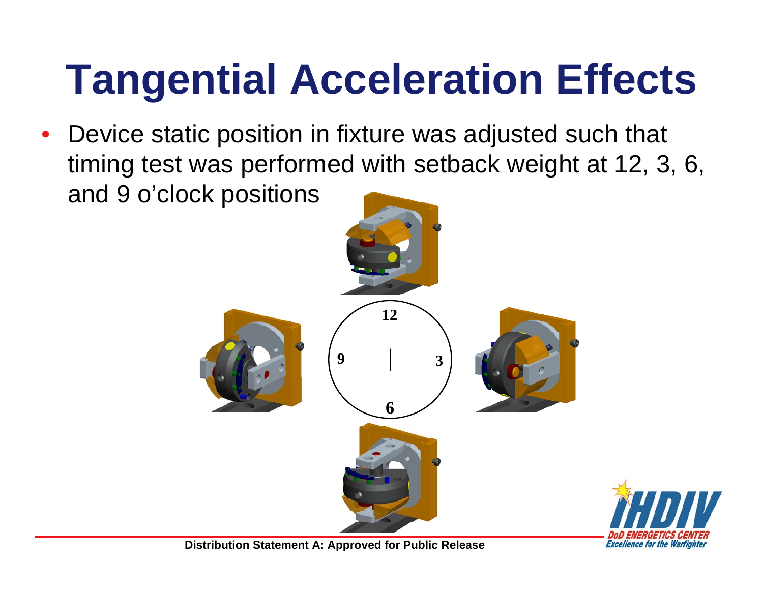# Tangential Acceleration Effects

- Device static position in fixture was adjusted such that timing test was performed with setback weight at 12, 3, 6, and 9 o'clock positions

Distribution Statement A: Approved for Public Release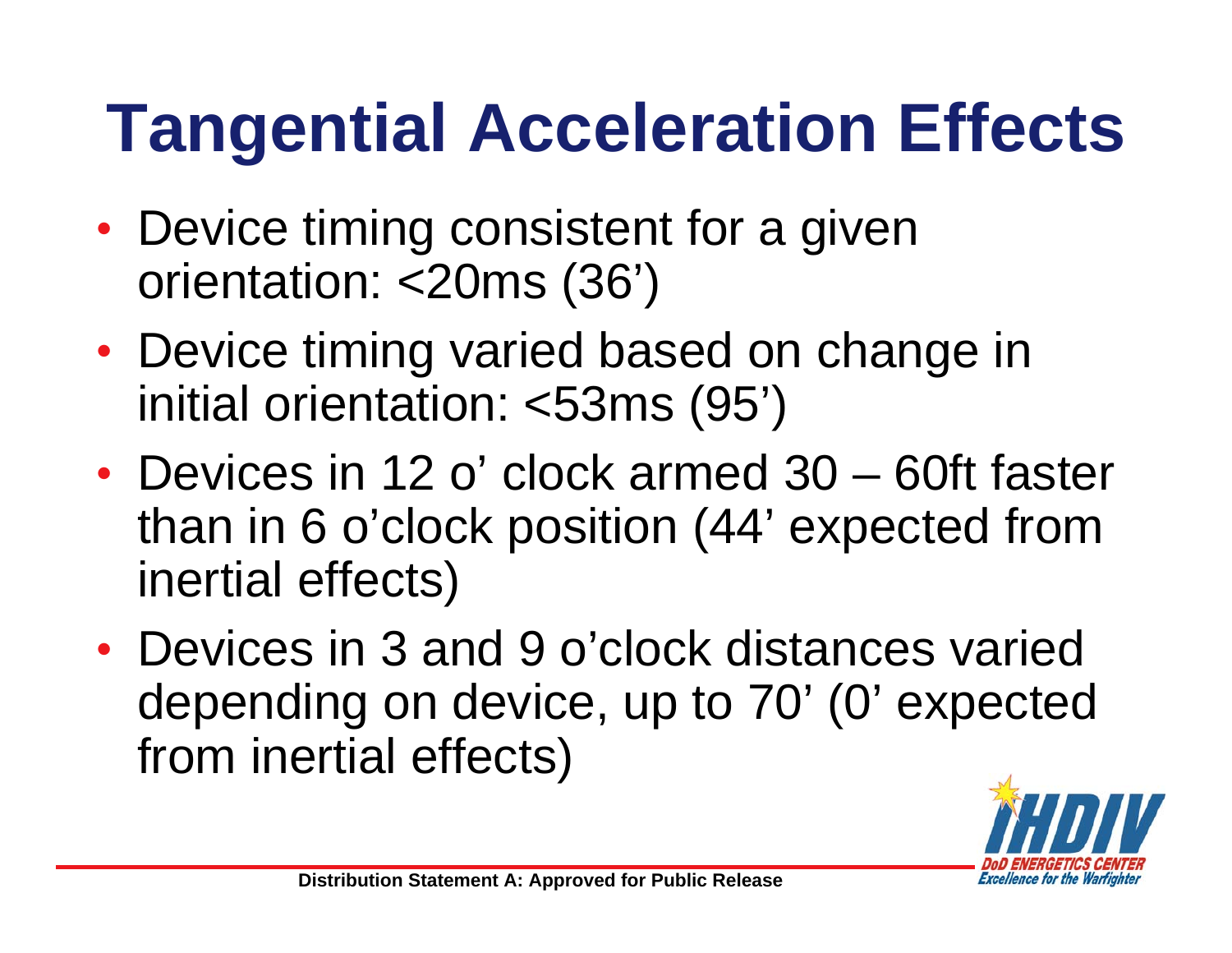# Tangential Acceleration Effects

- Device timing consistent for a given orientation: <20ms (36')
- Device timing varied based on change in initial orientation: <53ms (95')
- Devices in 12 o' clock armed 30 – 60ft faster than in 6 o'clock position (44' expected from inertial effects)
- Devices in 3 and 9 o'clock distances varied depending on device, up to 70' (0' expected from inertial effects)

Distribution Statement A: Approved for Public Release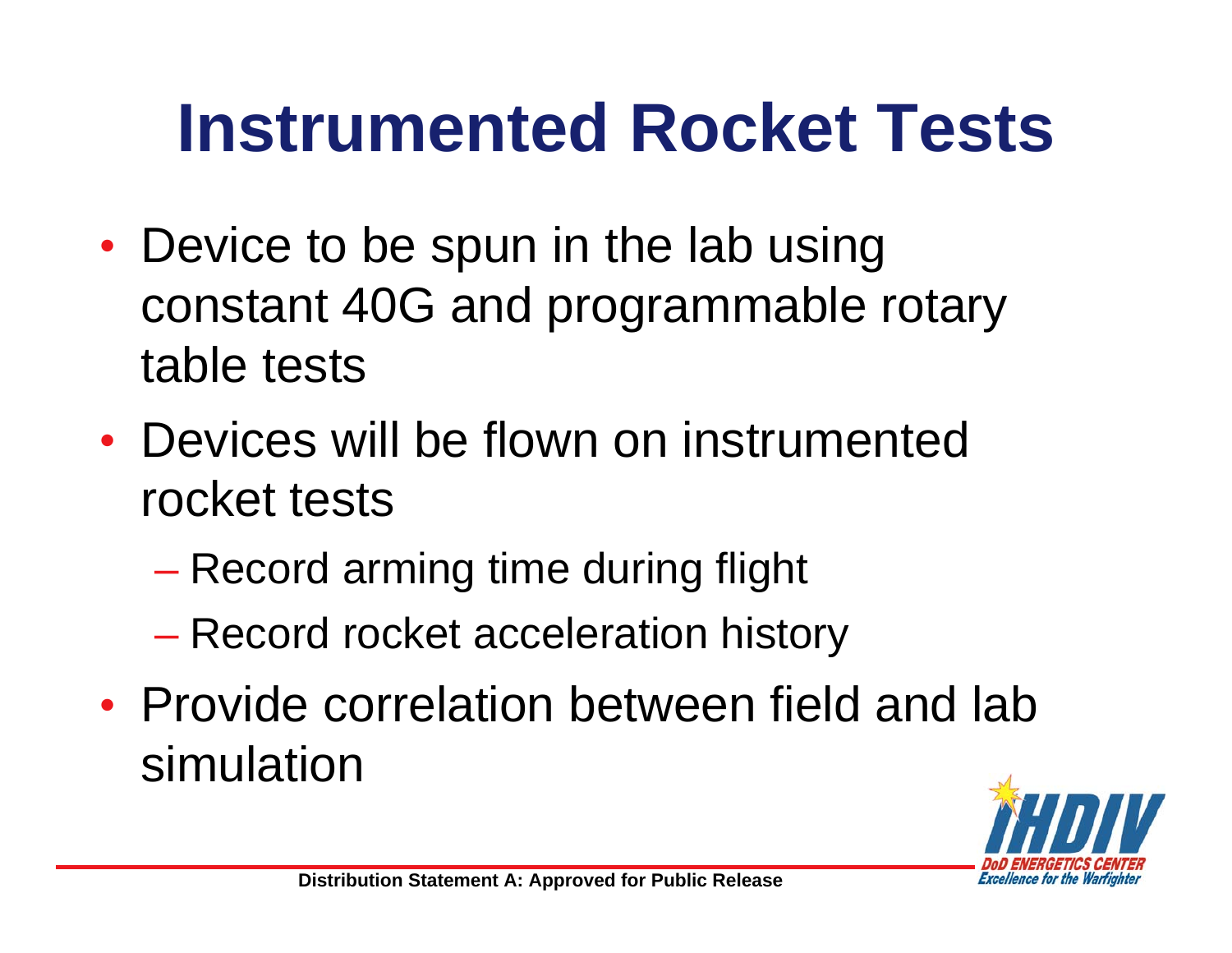# Instrumented Rocket Tests

- Device to be spun in the lab using constant 40G and programmable rotary table tests
- Devices will be flown on instrumented rocket tests
  - Record arming time during flight
  - Record rocket acceleration history
- Provide correlation between field and lab simulation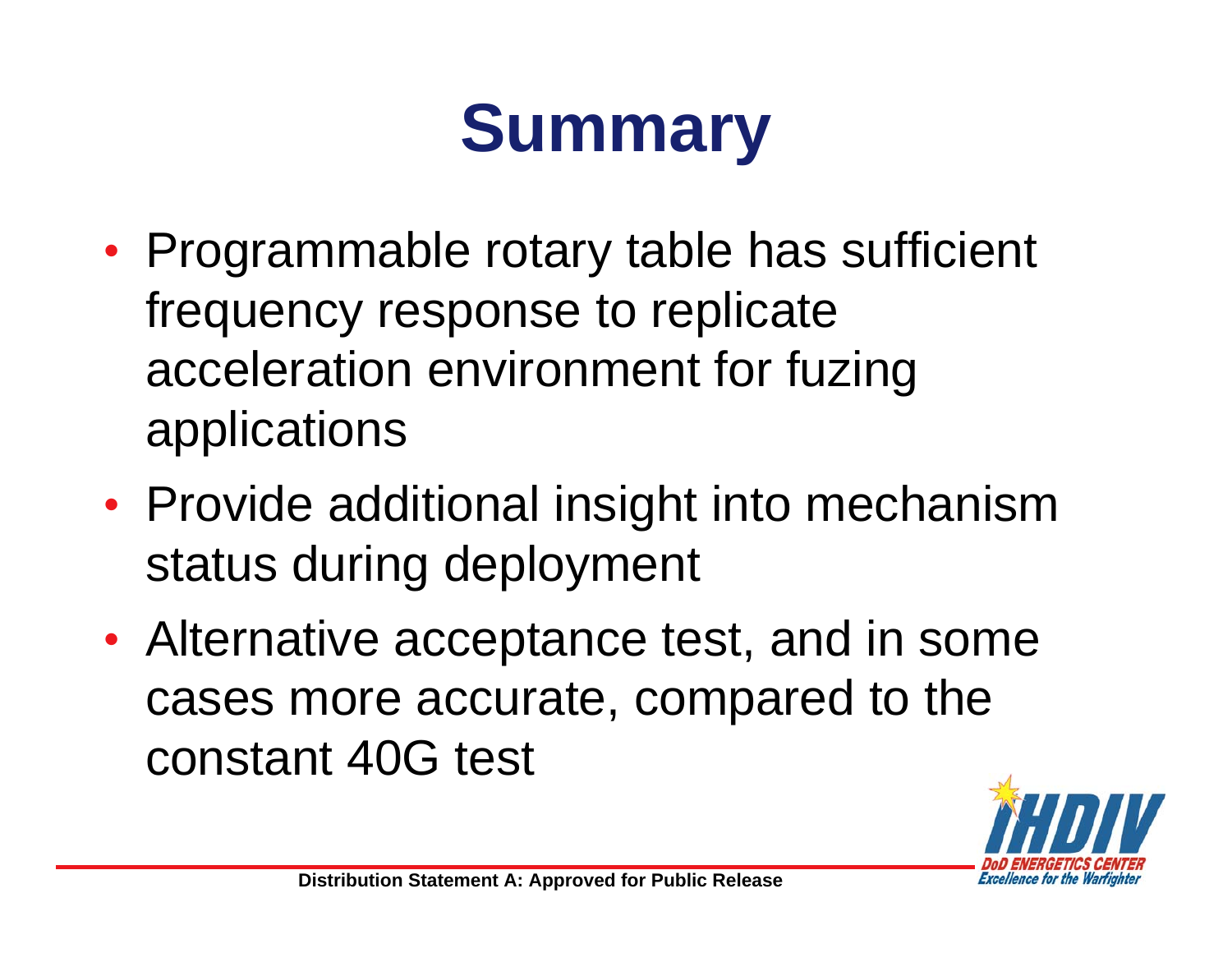# Summary

- Programmable rotary table has sufficient frequency response to replicate acceleration environment for fuzing applications
- Provide additional insight into mechanism status during deployment
- Alternative acceptance test, and in some cases more accurate, compared to the constant 40G test

Distribution Statement A: Approved for Public Release